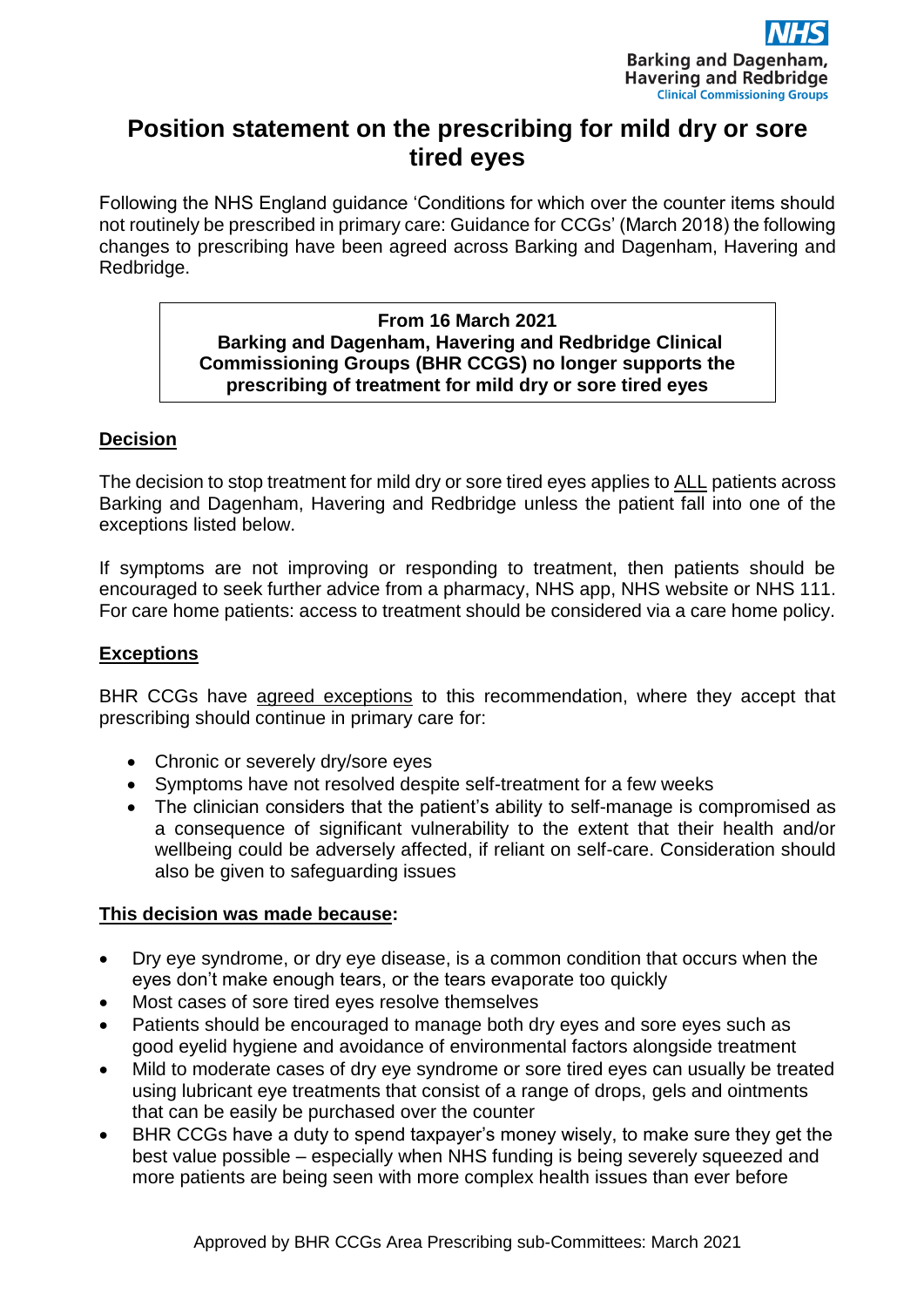NHS
Barking and Dagenham, Havering and Redbridge
Clinical Commissioning Groups

# Position statement on the prescribing for mild dry or sore tired eyes

Following the NHS England guidance 'Conditions for which over the counter items should not routinely be prescribed in primary care: Guidance for CCGs' (March 2018) the following changes to prescribing have been agreed across Barking and Dagenham, Havering and Redbridge.

> **From 16 March 2021**
> **Barking and Dagenham, Havering and Redbridge Clinical Commissioning Groups (BHR CCGS) no longer supports the prescribing of treatment for mild dry or sore tired eyes**

## Decision

The decision to stop treatment for mild dry or sore tired eyes applies to ALL patients across Barking and Dagenham, Havering and Redbridge unless the patient fall into one of the exceptions listed below.

If symptoms are not improving or responding to treatment, then patients should be encouraged to seek further advice from a pharmacy, NHS app, NHS website or NHS 111. For care home patients: access to treatment should be considered via a care home policy.

## Exceptions

BHR CCGs have agreed exceptions to this recommendation, where they accept that prescribing should continue in primary care for:

- Chronic or severely dry/sore eyes
- Symptoms have not resolved despite self-treatment for a few weeks
- The clinician considers that the patient's ability to self-manage is compromised as a consequence of significant vulnerability to the extent that their health and/or wellbeing could be adversely affected, if reliant on self-care. Consideration should also be given to safeguarding issues

## This decision was made because:

- Dry eye syndrome, or dry eye disease, is a common condition that occurs when the eyes don't make enough tears, or the tears evaporate too quickly
- Most cases of sore tired eyes resolve themselves
- Patients should be encouraged to manage both dry eyes and sore eyes such as good eyelid hygiene and avoidance of environmental factors alongside treatment
- Mild to moderate cases of dry eye syndrome or sore tired eyes can usually be treated using lubricant eye treatments that consist of a range of drops, gels and ointments that can be easily be purchased over the counter
- BHR CCGs have a duty to spend taxpayer's money wisely, to make sure they get the best value possible – especially when NHS funding is being severely squeezed and more patients are being seen with more complex health issues than ever before

Approved by BHR CCGs Area Prescribing sub-Committees: March 2021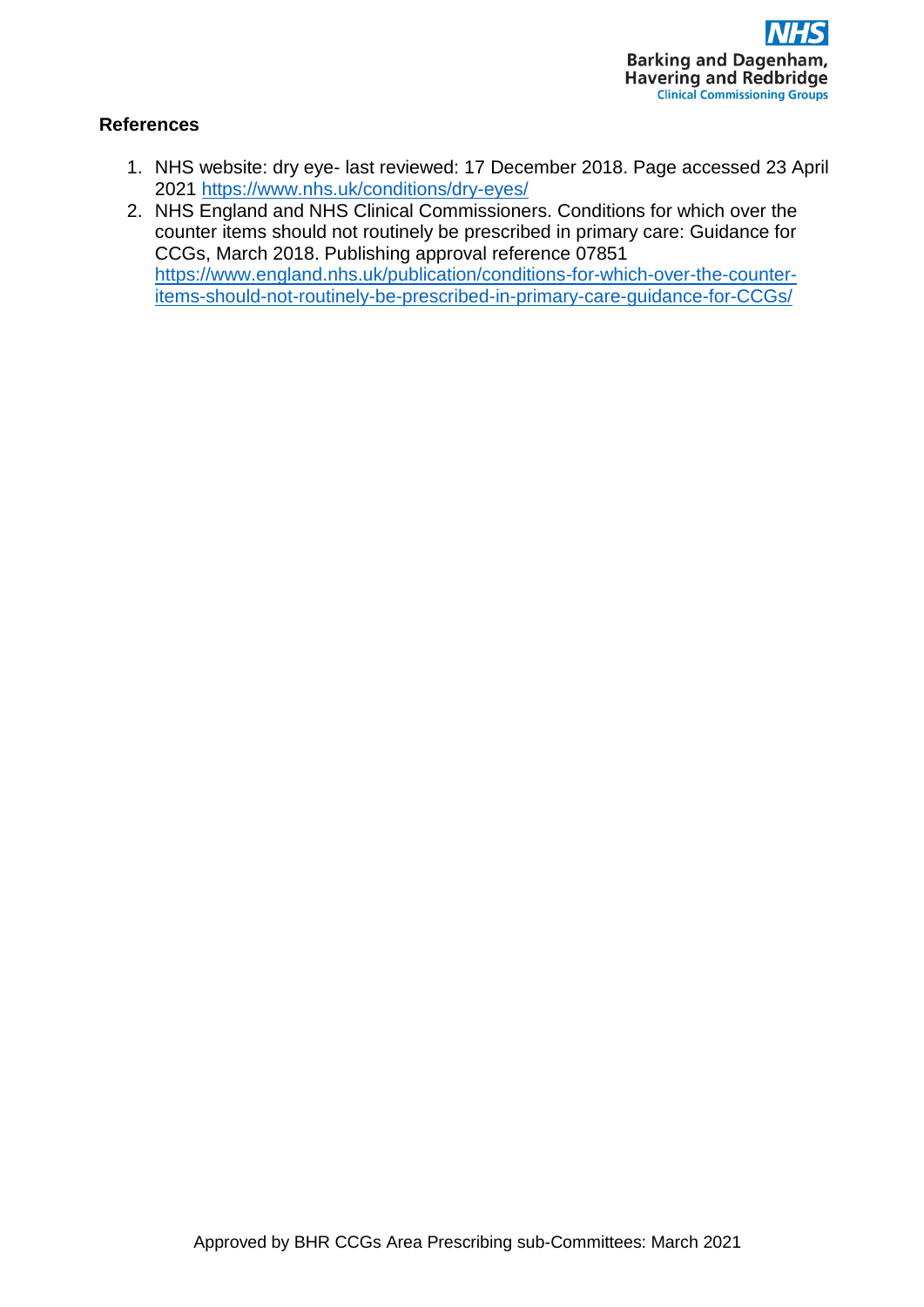## References

1. NHS website: dry eye- last reviewed: 17 December 2018. Page accessed 23 April 2021 https://www.nhs.uk/conditions/dry-eyes/
2. NHS England and NHS Clinical Commissioners. Conditions for which over the counter items should not routinely be prescribed in primary care: Guidance for CCGs, March 2018. Publishing approval reference 07851 https://www.england.nhs.uk/publication/conditions-for-which-over-the-counter-items-should-not-routinely-be-prescribed-in-primary-care-guidance-for-CCGs/

Approved by BHR CCGs Area Prescribing sub-Committees: March 2021